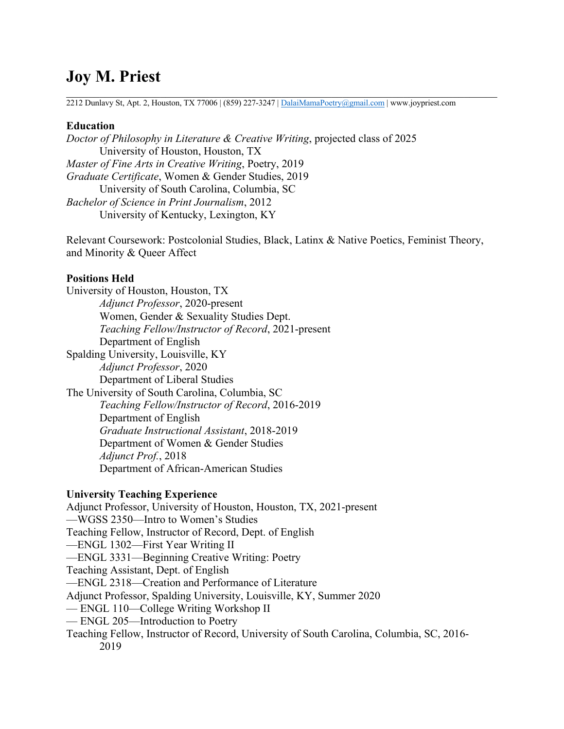# Joy M. Priest

2212 Dunlavy St, Apt. 2, Houston, TX 77006 | (859) 227-3247 | DalaiMamaPoetry@gmail.com | www.joypriest.com

## Education

*Doctor of Philosophy in Literature & Creative Writing*, projected class of 2025
University of Houston, Houston, TX
*Master of Fine Arts in Creative Writing*, Poetry, 2019
*Graduate Certificate*, Women & Gender Studies, 2019
University of South Carolina, Columbia, SC
*Bachelor of Science in Print Journalism*, 2012
University of Kentucky, Lexington, KY

Relevant Coursework: Postcolonial Studies, Black, Latinx & Native Poetics, Feminist Theory, and Minority & Queer Affect

## Positions Held

University of Houston, Houston, TX
*Adjunct Professor*, 2020-present
Women, Gender & Sexuality Studies Dept.
*Teaching Fellow/Instructor of Record*, 2021-present
Department of English
Spalding University, Louisville, KY
*Adjunct Professor*, 2020
Department of Liberal Studies
The University of South Carolina, Columbia, SC
*Teaching Fellow/Instructor of Record*, 2016-2019
Department of English
*Graduate Instructional Assistant*, 2018-2019
Department of Women & Gender Studies
*Adjunct Prof.*, 2018
Department of African-American Studies

## University Teaching Experience

Adjunct Professor, University of Houston, Houston, TX, 2021-present
—WGSS 2350—Intro to Women's Studies
Teaching Fellow, Instructor of Record, Dept. of English
—ENGL 1302—First Year Writing II
—ENGL 3331—Beginning Creative Writing: Poetry
Teaching Assistant, Dept. of English
—ENGL 2318—Creation and Performance of Literature
Adjunct Professor, Spalding University, Louisville, KY, Summer 2020
— ENGL 110—College Writing Workshop II
— ENGL 205—Introduction to Poetry
Teaching Fellow, Instructor of Record, University of South Carolina, Columbia, SC, 2016-2019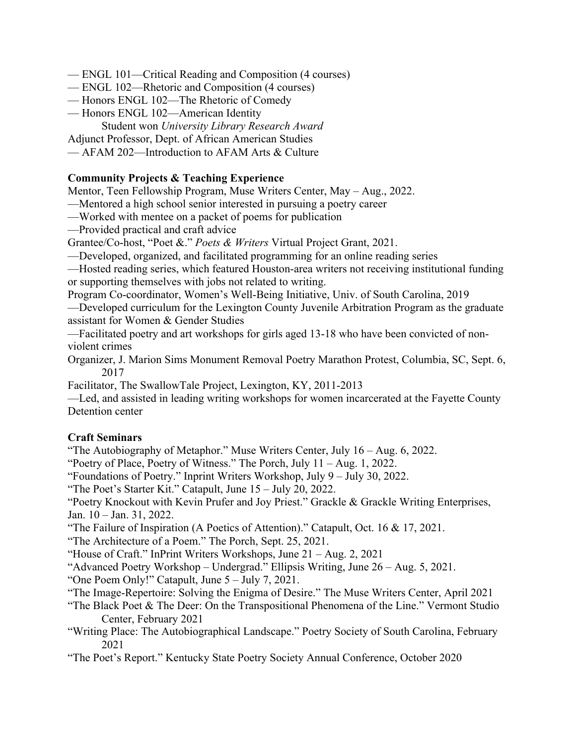— ENGL 101—Critical Reading and Composition (4 courses)
— ENGL 102—Rhetoric and Composition (4 courses)
— Honors ENGL 102—The Rhetoric of Comedy
— Honors ENGL 102—American Identity
    Student won *University Library Research Award*
Adjunct Professor, Dept. of African American Studies
— AFAM 202—Introduction to AFAM Arts & Culture

**Community Projects & Teaching Experience**

Mentor, Teen Fellowship Program, Muse Writers Center, May – Aug., 2022.
—Mentored a high school senior interested in pursuing a poetry career
—Worked with mentee on a packet of poems for publication
—Provided practical and craft advice

Grantee/Co-host, "Poet &." *Poets & Writers* Virtual Project Grant, 2021.
—Developed, organized, and facilitated programming for an online reading series
—Hosted reading series, which featured Houston-area writers not receiving institutional funding or supporting themselves with jobs not related to writing.

Program Co-coordinator, Women's Well-Being Initiative, Univ. of South Carolina, 2019
—Developed curriculum for the Lexington County Juvenile Arbitration Program as the graduate assistant for Women & Gender Studies
—Facilitated poetry and art workshops for girls aged 13-18 who have been convicted of non-violent crimes

Organizer, J. Marion Sims Monument Removal Poetry Marathon Protest, Columbia, SC, Sept. 6, 2017

Facilitator, The SwallowTale Project, Lexington, KY, 2011-2013
—Led, and assisted in leading writing workshops for women incarcerated at the Fayette County Detention center

**Craft Seminars**

"The Autobiography of Metaphor." Muse Writers Center, July 16 – Aug. 6, 2022.
"Poetry of Place, Poetry of Witness." The Porch, July 11 – Aug. 1, 2022.
"Foundations of Poetry." Inprint Writers Workshop, July 9 – July 30, 2022.
"The Poet's Starter Kit." Catapult, June 15 – July 20, 2022.
"Poetry Knockout with Kevin Prufer and Joy Priest." Grackle & Grackle Writing Enterprises, Jan. 10 – Jan. 31, 2022.
"The Failure of Inspiration (A Poetics of Attention)." Catapult, Oct. 16 & 17, 2021.
"The Architecture of a Poem." The Porch, Sept. 25, 2021.
"House of Craft." InPrint Writers Workshops, June 21 – Aug. 2, 2021
"Advanced Poetry Workshop – Undergrad." Ellipsis Writing, June 26 – Aug. 5, 2021.
"One Poem Only!" Catapult, June 5 – July 7, 2021.
"The Image-Repertoire: Solving the Enigma of Desire." The Muse Writers Center, April 2021
"The Black Poet & The Deer: On the Transpositional Phenomena of the Line." Vermont Studio Center, February 2021
"Writing Place: The Autobiographical Landscape." Poetry Society of South Carolina, February 2021
"The Poet's Report." Kentucky State Poetry Society Annual Conference, October 2020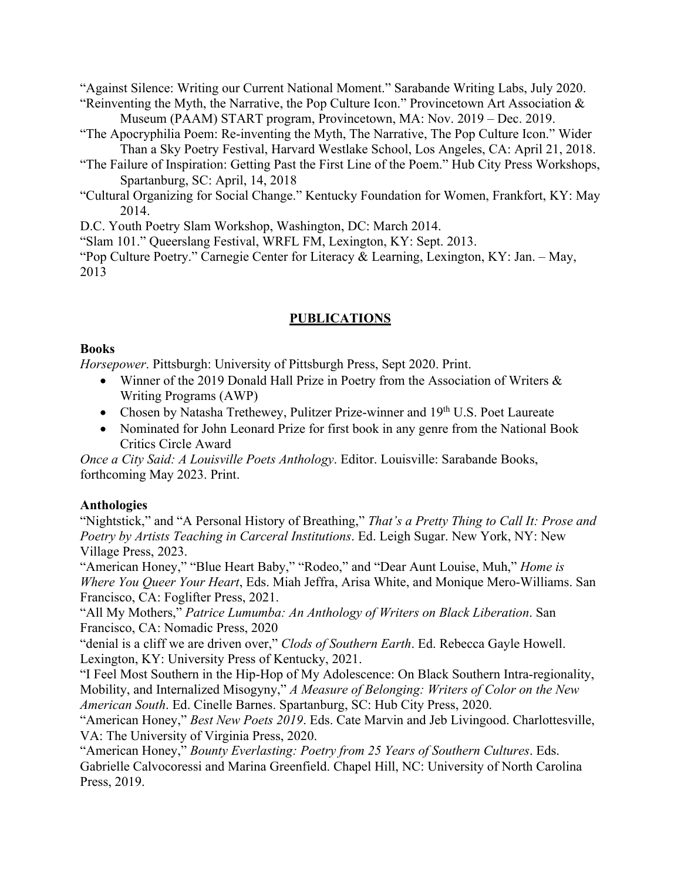"Against Silence: Writing our Current National Moment." Sarabande Writing Labs, July 2020.

"Reinventing the Myth, the Narrative, the Pop Culture Icon." Provincetown Art Association & Museum (PAAM) START program, Provincetown, MA: Nov. 2019 – Dec. 2019.

"The Apocryphilia Poem: Re-inventing the Myth, The Narrative, The Pop Culture Icon." Wider Than a Sky Poetry Festival, Harvard Westlake School, Los Angeles, CA: April 21, 2018.

"The Failure of Inspiration: Getting Past the First Line of the Poem." Hub City Press Workshops, Spartanburg, SC: April, 14, 2018

"Cultural Organizing for Social Change." Kentucky Foundation for Women, Frankfort, KY: May 2014.

D.C. Youth Poetry Slam Workshop, Washington, DC: March 2014.

"Slam 101." Queerslang Festival, WRFL FM, Lexington, KY: Sept. 2013.

"Pop Culture Poetry." Carnegie Center for Literacy & Learning, Lexington, KY: Jan. – May, 2013

## PUBLICATIONS

**Books**

*Horsepower*. Pittsburgh: University of Pittsburgh Press, Sept 2020. Print.

- Winner of the 2019 Donald Hall Prize in Poetry from the Association of Writers & Writing Programs (AWP)
- Chosen by Natasha Trethewey, Pulitzer Prize-winner and 19th U.S. Poet Laureate
- Nominated for John Leonard Prize for first book in any genre from the National Book Critics Circle Award

*Once a City Said: A Louisville Poets Anthology*. Editor. Louisville: Sarabande Books, forthcoming May 2023. Print.

**Anthologies**

"Nightstick," and "A Personal History of Breathing," *That's a Pretty Thing to Call It: Prose and Poetry by Artists Teaching in Carceral Institutions*. Ed. Leigh Sugar. New York, NY: New Village Press, 2023.

"American Honey," "Blue Heart Baby," "Rodeo," and "Dear Aunt Louise, Muh," *Home is Where You Queer Your Heart*, Eds. Miah Jeffra, Arisa White, and Monique Mero-Williams. San Francisco, CA: Foglifter Press, 2021.

"All My Mothers," *Patrice Lumumba: An Anthology of Writers on Black Liberation*. San Francisco, CA: Nomadic Press, 2020

"denial is a cliff we are driven over," *Clods of Southern Earth*. Ed. Rebecca Gayle Howell. Lexington, KY: University Press of Kentucky, 2021.

"I Feel Most Southern in the Hip-Hop of My Adolescence: On Black Southern Intra-regionality, Mobility, and Internalized Misogyny," *A Measure of Belonging: Writers of Color on the New American South*. Ed. Cinelle Barnes. Spartanburg, SC: Hub City Press, 2020.

"American Honey," *Best New Poets 2019*. Eds. Cate Marvin and Jeb Livingood. Charlottesville, VA: The University of Virginia Press, 2020.

"American Honey," *Bounty Everlasting: Poetry from 25 Years of Southern Cultures*. Eds. Gabrielle Calvocoressi and Marina Greenfield. Chapel Hill, NC: University of North Carolina Press, 2019.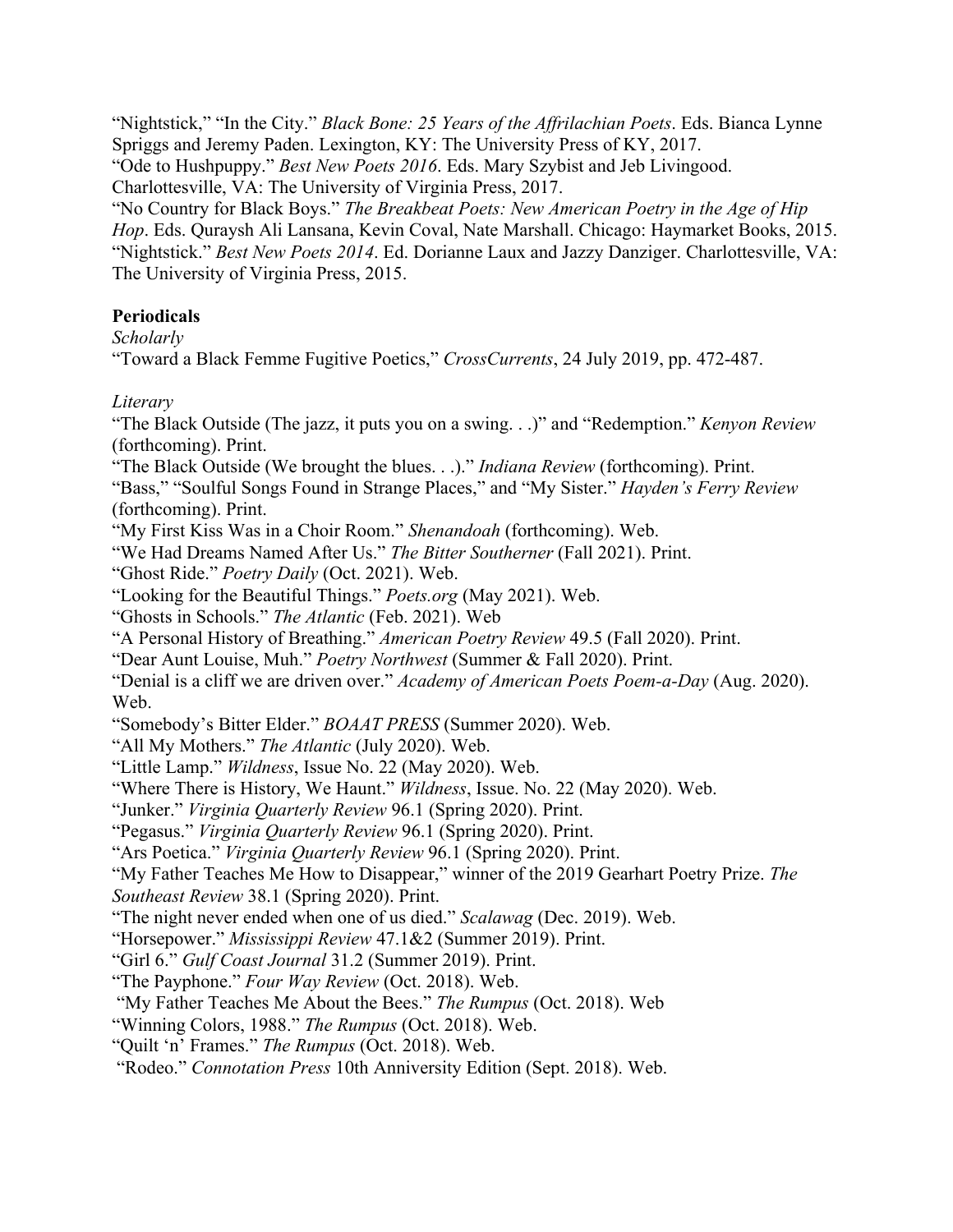"Nightstick," "In the City." *Black Bone: 25 Years of the Affrilachian Poets*. Eds. Bianca Lynne Spriggs and Jeremy Paden. Lexington, KY: The University Press of KY, 2017.
"Ode to Hushpuppy." *Best New Poets 2016*. Eds. Mary Szybist and Jeb Livingood. Charlottesville, VA: The University of Virginia Press, 2017.
"No Country for Black Boys." *The Breakbeat Poets: New American Poetry in the Age of Hip Hop*. Eds. Quraysh Ali Lansana, Kevin Coval, Nate Marshall. Chicago: Haymarket Books, 2015.
"Nightstick." *Best New Poets 2014*. Ed. Dorianne Laux and Jazzy Danziger. Charlottesville, VA: The University of Virginia Press, 2015.

**Periodicals**

*Scholarly*

"Toward a Black Femme Fugitive Poetics," *CrossCurrents*, 24 July 2019, pp. 472-487.

*Literary*

"The Black Outside (The jazz, it puts you on a swing. . .)" and "Redemption." *Kenyon Review* (forthcoming). Print.
"The Black Outside (We brought the blues. . .)." *Indiana Review* (forthcoming). Print.
"Bass," "Soulful Songs Found in Strange Places," and "My Sister." *Hayden's Ferry Review* (forthcoming). Print.
"My First Kiss Was in a Choir Room." *Shenandoah* (forthcoming). Web.
"We Had Dreams Named After Us." *The Bitter Southerner* (Fall 2021). Print.
"Ghost Ride." *Poetry Daily* (Oct. 2021). Web.
"Looking for the Beautiful Things." *Poets.org* (May 2021). Web.
"Ghosts in Schools." *The Atlantic* (Feb. 2021). Web
"A Personal History of Breathing." *American Poetry Review* 49.5 (Fall 2020). Print.
"Dear Aunt Louise, Muh." *Poetry Northwest* (Summer & Fall 2020). Print.
"Denial is a cliff we are driven over." *Academy of American Poets Poem-a-Day* (Aug. 2020). Web.
"Somebody's Bitter Elder." *BOAAT PRESS* (Summer 2020). Web.
"All My Mothers." *The Atlantic* (July 2020). Web.
"Little Lamp." *Wildness*, Issue No. 22 (May 2020). Web.
"Where There is History, We Haunt." *Wildness*, Issue. No. 22 (May 2020). Web.
"Junker." *Virginia Quarterly Review* 96.1 (Spring 2020). Print.
"Pegasus." *Virginia Quarterly Review* 96.1 (Spring 2020). Print.
"Ars Poetica." *Virginia Quarterly Review* 96.1 (Spring 2020). Print.
"My Father Teaches Me How to Disappear," winner of the 2019 Gearhart Poetry Prize. *The Southeast Review* 38.1 (Spring 2020). Print.
"The night never ended when one of us died." *Scalawag* (Dec. 2019). Web.
"Horsepower." *Mississippi Review* 47.1&2 (Summer 2019). Print.
"Girl 6." *Gulf Coast Journal* 31.2 (Summer 2019). Print.
"The Payphone." *Four Way Review* (Oct. 2018). Web.
"My Father Teaches Me About the Bees." *The Rumpus* (Oct. 2018). Web
"Winning Colors, 1988." *The Rumpus* (Oct. 2018). Web.
"Quilt 'n' Frames." *The Rumpus* (Oct. 2018). Web.
"Rodeo." *Connotation Press* 10th Anniversity Edition (Sept. 2018). Web.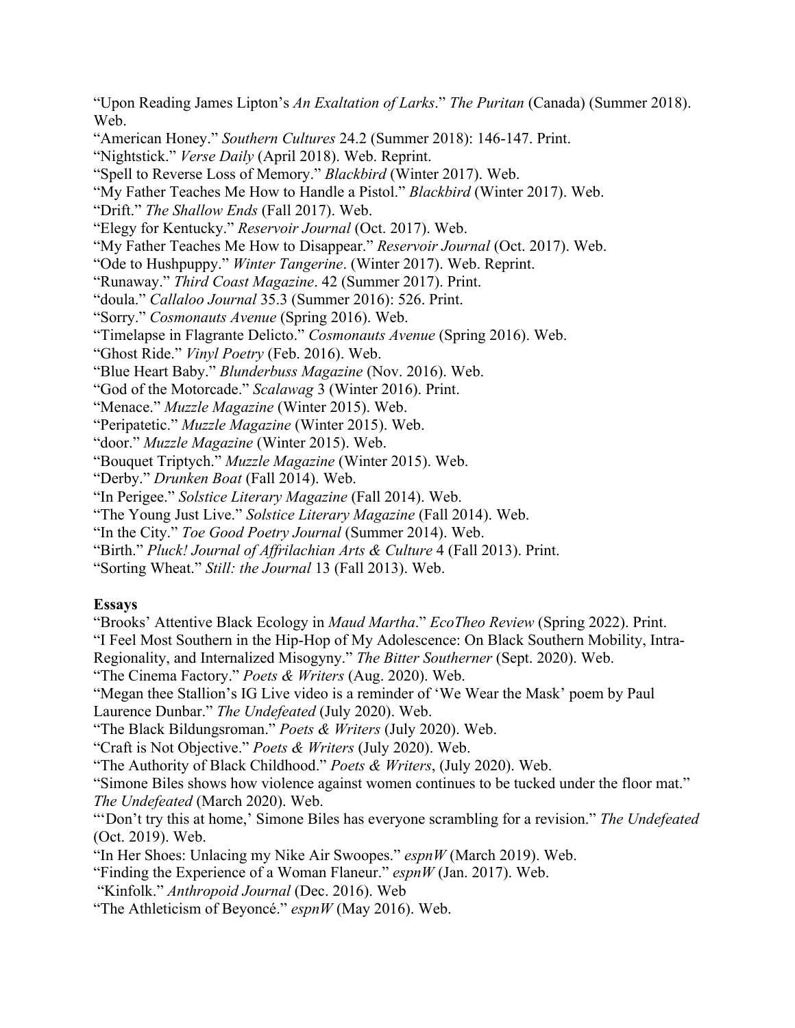"Upon Reading James Lipton's *An Exaltation of Larks*." *The Puritan* (Canada) (Summer 2018). Web.
"American Honey." *Southern Cultures* 24.2 (Summer 2018): 146-147. Print.
"Nightstick." *Verse Daily* (April 2018). Web. Reprint.
"Spell to Reverse Loss of Memory." *Blackbird* (Winter 2017). Web.
"My Father Teaches Me How to Handle a Pistol." *Blackbird* (Winter 2017). Web.
"Drift." *The Shallow Ends* (Fall 2017). Web.
"Elegy for Kentucky." *Reservoir Journal* (Oct. 2017). Web.
"My Father Teaches Me How to Disappear." *Reservoir Journal* (Oct. 2017). Web.
"Ode to Hushpuppy." *Winter Tangerine*. (Winter 2017). Web. Reprint.
"Runaway." *Third Coast Magazine*. 42 (Summer 2017). Print.
"doula." *Callaloo Journal* 35.3 (Summer 2016): 526. Print.
"Sorry." *Cosmonauts Avenue* (Spring 2016). Web.
"Timelapse in Flagrante Delicto." *Cosmonauts Avenue* (Spring 2016). Web.
"Ghost Ride." *Vinyl Poetry* (Feb. 2016). Web.
"Blue Heart Baby." *Blunderbuss Magazine* (Nov. 2016). Web.
"God of the Motorcade." *Scalawag* 3 (Winter 2016). Print.
"Menace." *Muzzle Magazine* (Winter 2015). Web.
"Peripatetic." *Muzzle Magazine* (Winter 2015). Web.
"door." *Muzzle Magazine* (Winter 2015). Web.
"Bouquet Triptych." *Muzzle Magazine* (Winter 2015). Web.
"Derby." *Drunken Boat* (Fall 2014). Web.
"In Perigee." *Solstice Literary Magazine* (Fall 2014). Web.
"The Young Just Live." *Solstice Literary Magazine* (Fall 2014). Web.
"In the City." *Toe Good Poetry Journal* (Summer 2014). Web.
"Birth." *Pluck! Journal of Affrilachian Arts & Culture* 4 (Fall 2013). Print.
"Sorting Wheat." *Still: the Journal* 13 (Fall 2013). Web.

**Essays**

"Brooks' Attentive Black Ecology in *Maud Martha*." *EcoTheo Review* (Spring 2022). Print.
"I Feel Most Southern in the Hip-Hop of My Adolescence: On Black Southern Mobility, Intra-Regionality, and Internalized Misogyny." *The Bitter Southerner* (Sept. 2020). Web.
"The Cinema Factory." *Poets & Writers* (Aug. 2020). Web.
"Megan thee Stallion's IG Live video is a reminder of 'We Wear the Mask' poem by Paul Laurence Dunbar." *The Undefeated* (July 2020). Web.
"The Black Bildungsroman." *Poets & Writers* (July 2020). Web.
"Craft is Not Objective." *Poets & Writers* (July 2020). Web.
"The Authority of Black Childhood." *Poets & Writers*, (July 2020). Web.
"Simone Biles shows how violence against women continues to be tucked under the floor mat." *The Undefeated* (March 2020). Web.
"'Don't try this at home,' Simone Biles has everyone scrambling for a revision." *The Undefeated* (Oct. 2019). Web.
"In Her Shoes: Unlacing my Nike Air Swoopes." *espnW* (March 2019). Web.
"Finding the Experience of a Woman Flaneur." *espnW* (Jan. 2017). Web.
"Kinfolk." *Anthropoid Journal* (Dec. 2016). Web
"The Athleticism of Beyoncé." *espnW* (May 2016). Web.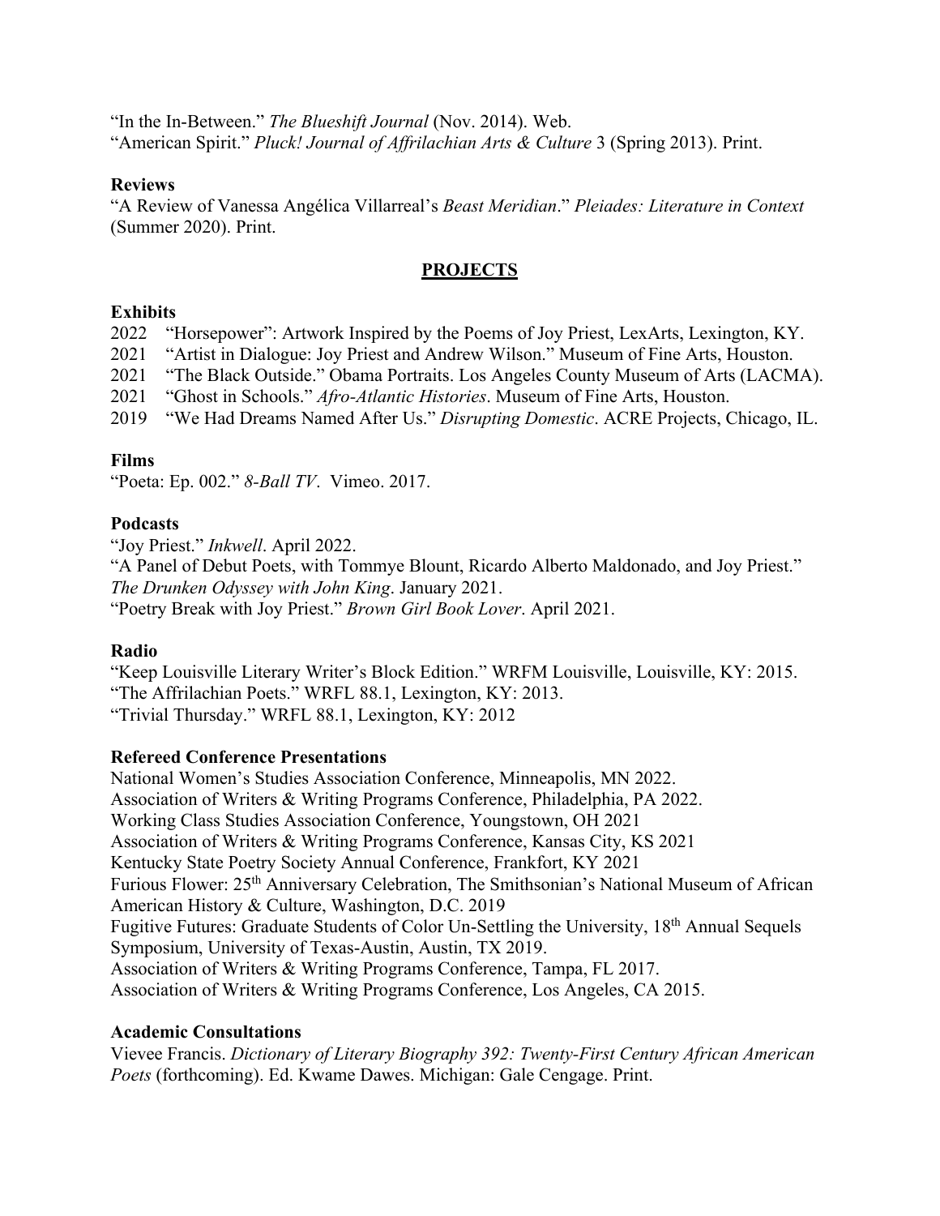"In the In-Between." *The Blueshift Journal* (Nov. 2014). Web.
"American Spirit." *Pluck! Journal of Affrilachian Arts & Culture* 3 (Spring 2013). Print.

### Reviews

"A Review of Vanessa Angélica Villarreal's *Beast Meridian*." *Pleiades: Literature in Context* (Summer 2020). Print.

## PROJECTS

### Exhibits

2022 "Horsepower": Artwork Inspired by the Poems of Joy Priest, LexArts, Lexington, KY.
2021 "Artist in Dialogue: Joy Priest and Andrew Wilson." Museum of Fine Arts, Houston.
2021 "The Black Outside." Obama Portraits. Los Angeles County Museum of Arts (LACMA).
2021 "Ghost in Schools." *Afro-Atlantic Histories*. Museum of Fine Arts, Houston.
2019 "We Had Dreams Named After Us." *Disrupting Domestic*. ACRE Projects, Chicago, IL.

### Films

"Poeta: Ep. 002." *8-Ball TV*. Vimeo. 2017.

### Podcasts

"Joy Priest." *Inkwell*. April 2022.
"A Panel of Debut Poets, with Tommye Blount, Ricardo Alberto Maldonado, and Joy Priest." *The Drunken Odyssey with John King*. January 2021.
"Poetry Break with Joy Priest." *Brown Girl Book Lover*. April 2021.

### Radio

"Keep Louisville Literary Writer's Block Edition." WRFM Louisville, Louisville, KY: 2015.
"The Affrilachian Poets." WRFL 88.1, Lexington, KY: 2013.
"Trivial Thursday." WRFL 88.1, Lexington, KY: 2012

### Refereed Conference Presentations

National Women's Studies Association Conference, Minneapolis, MN 2022.
Association of Writers & Writing Programs Conference, Philadelphia, PA 2022.
Working Class Studies Association Conference, Youngstown, OH 2021
Association of Writers & Writing Programs Conference, Kansas City, KS 2021
Kentucky State Poetry Society Annual Conference, Frankfort, KY 2021
Furious Flower: 25th Anniversary Celebration, The Smithsonian's National Museum of African American History & Culture, Washington, D.C. 2019
Fugitive Futures: Graduate Students of Color Un-Settling the University, 18th Annual Sequels Symposium, University of Texas-Austin, Austin, TX 2019.
Association of Writers & Writing Programs Conference, Tampa, FL 2017.
Association of Writers & Writing Programs Conference, Los Angeles, CA 2015.

### Academic Consultations

Vievee Francis. *Dictionary of Literary Biography 392: Twenty-First Century African American Poets* (forthcoming). Ed. Kwame Dawes. Michigan: Gale Cengage. Print.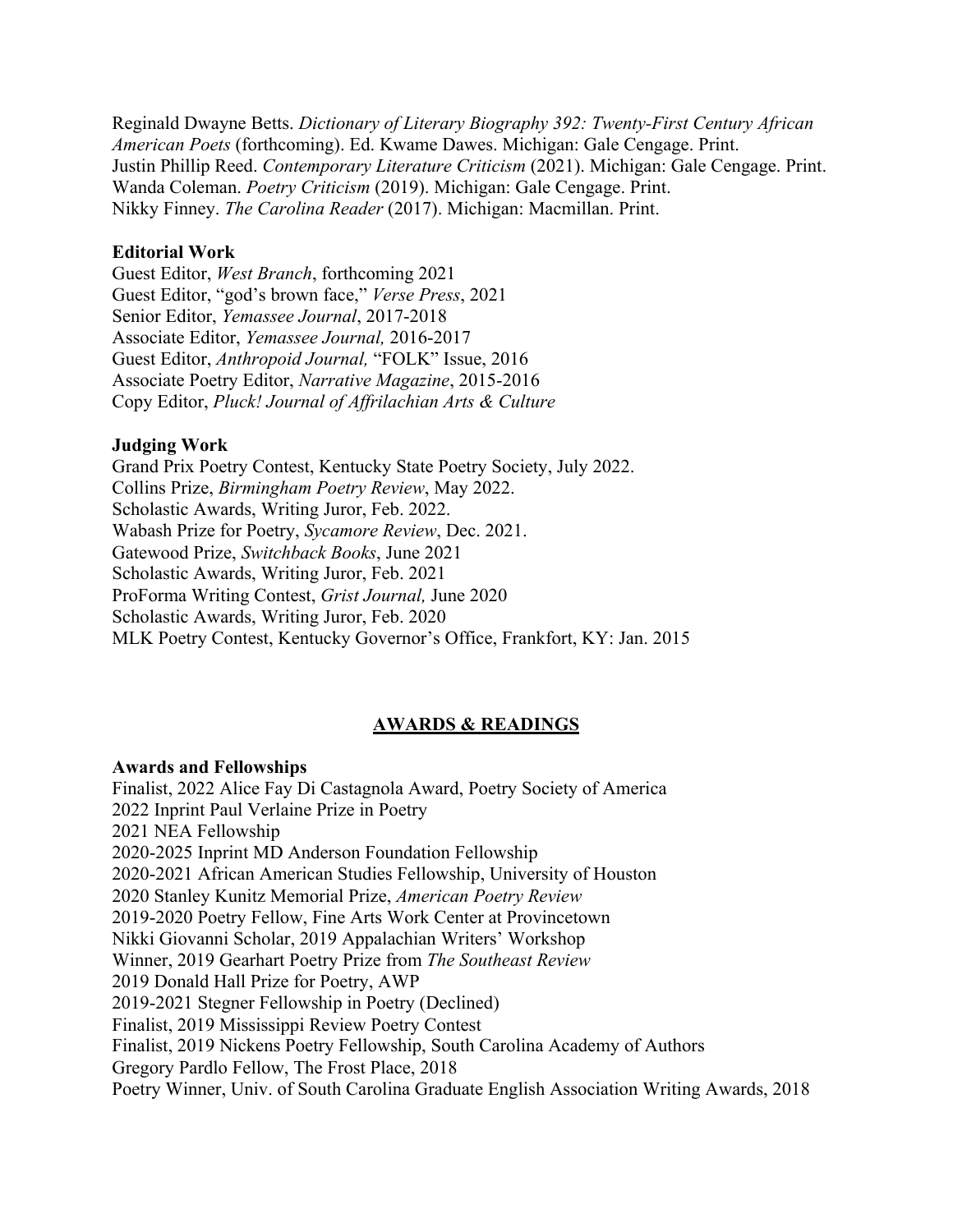Reginald Dwayne Betts. *Dictionary of Literary Biography 392: Twenty-First Century African American Poets* (forthcoming). Ed. Kwame Dawes. Michigan: Gale Cengage. Print.
Justin Phillip Reed. *Contemporary Literature Criticism* (2021). Michigan: Gale Cengage. Print.
Wanda Coleman. *Poetry Criticism* (2019). Michigan: Gale Cengage. Print.
Nikky Finney. *The Carolina Reader* (2017). Michigan: Macmillan. Print.

**Editorial Work**
Guest Editor, *West Branch*, forthcoming 2021
Guest Editor, "god's brown face," *Verse Press*, 2021
Senior Editor, *Yemassee Journal*, 2017-2018
Associate Editor, *Yemassee Journal,* 2016-2017
Guest Editor, *Anthropoid Journal,* "FOLK" Issue, 2016
Associate Poetry Editor, *Narrative Magazine*, 2015-2016
Copy Editor, *Pluck! Journal of Affrilachian Arts & Culture*

**Judging Work**
Grand Prix Poetry Contest, Kentucky State Poetry Society, July 2022.
Collins Prize, *Birmingham Poetry Review*, May 2022.
Scholastic Awards, Writing Juror, Feb. 2022.
Wabash Prize for Poetry, *Sycamore Review*, Dec. 2021.
Gatewood Prize, *Switchback Books*, June 2021
Scholastic Awards, Writing Juror, Feb. 2021
ProForma Writing Contest, *Grist Journal,* June 2020
Scholastic Awards, Writing Juror, Feb. 2020
MLK Poetry Contest, Kentucky Governor's Office, Frankfort, KY: Jan. 2015

## AWARDS & READINGS

**Awards and Fellowships**
Finalist, 2022 Alice Fay Di Castagnola Award, Poetry Society of America
2022 Inprint Paul Verlaine Prize in Poetry
2021 NEA Fellowship
2020-2025 Inprint MD Anderson Foundation Fellowship
2020-2021 African American Studies Fellowship, University of Houston
2020 Stanley Kunitz Memorial Prize, *American Poetry Review*
2019-2020 Poetry Fellow, Fine Arts Work Center at Provincetown
Nikki Giovanni Scholar, 2019 Appalachian Writers' Workshop
Winner, 2019 Gearhart Poetry Prize from *The Southeast Review*
2019 Donald Hall Prize for Poetry, AWP
2019-2021 Stegner Fellowship in Poetry (Declined)
Finalist, 2019 Mississippi Review Poetry Contest
Finalist, 2019 Nickens Poetry Fellowship, South Carolina Academy of Authors
Gregory Pardlo Fellow, The Frost Place, 2018
Poetry Winner, Univ. of South Carolina Graduate English Association Writing Awards, 2018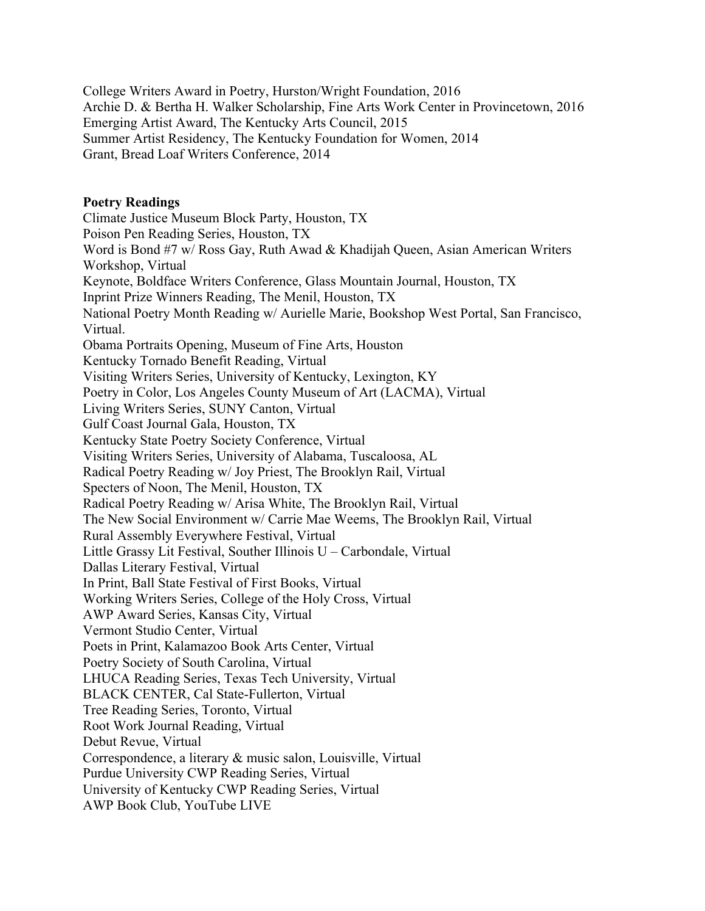College Writers Award in Poetry, Hurston/Wright Foundation, 2016
Archie D. & Bertha H. Walker Scholarship, Fine Arts Work Center in Provincetown, 2016
Emerging Artist Award, The Kentucky Arts Council, 2015
Summer Artist Residency, The Kentucky Foundation for Women, 2014
Grant, Bread Loaf Writers Conference, 2014

**Poetry Readings**

Climate Justice Museum Block Party, Houston, TX
Poison Pen Reading Series, Houston, TX
Word is Bond #7 w/ Ross Gay, Ruth Awad & Khadijah Queen, Asian American Writers Workshop, Virtual
Keynote, Boldface Writers Conference, Glass Mountain Journal, Houston, TX
Inprint Prize Winners Reading, The Menil, Houston, TX
National Poetry Month Reading w/ Aurielle Marie, Bookshop West Portal, San Francisco, Virtual.
Obama Portraits Opening, Museum of Fine Arts, Houston
Kentucky Tornado Benefit Reading, Virtual
Visiting Writers Series, University of Kentucky, Lexington, KY
Poetry in Color, Los Angeles County Museum of Art (LACMA), Virtual
Living Writers Series, SUNY Canton, Virtual
Gulf Coast Journal Gala, Houston, TX
Kentucky State Poetry Society Conference, Virtual
Visiting Writers Series, University of Alabama, Tuscaloosa, AL
Radical Poetry Reading w/ Joy Priest, The Brooklyn Rail, Virtual
Specters of Noon, The Menil, Houston, TX
Radical Poetry Reading w/ Arisa White, The Brooklyn Rail, Virtual
The New Social Environment w/ Carrie Mae Weems, The Brooklyn Rail, Virtual
Rural Assembly Everywhere Festival, Virtual
Little Grassy Lit Festival, Souther Illinois U – Carbondale, Virtual
Dallas Literary Festival, Virtual
In Print, Ball State Festival of First Books, Virtual
Working Writers Series, College of the Holy Cross, Virtual
AWP Award Series, Kansas City, Virtual
Vermont Studio Center, Virtual
Poets in Print, Kalamazoo Book Arts Center, Virtual
Poetry Society of South Carolina, Virtual
LHUCA Reading Series, Texas Tech University, Virtual
BLACK CENTER, Cal State-Fullerton, Virtual
Tree Reading Series, Toronto, Virtual
Root Work Journal Reading, Virtual
Debut Revue, Virtual
Correspondence, a literary & music salon, Louisville, Virtual
Purdue University CWP Reading Series, Virtual
University of Kentucky CWP Reading Series, Virtual
AWP Book Club, YouTube LIVE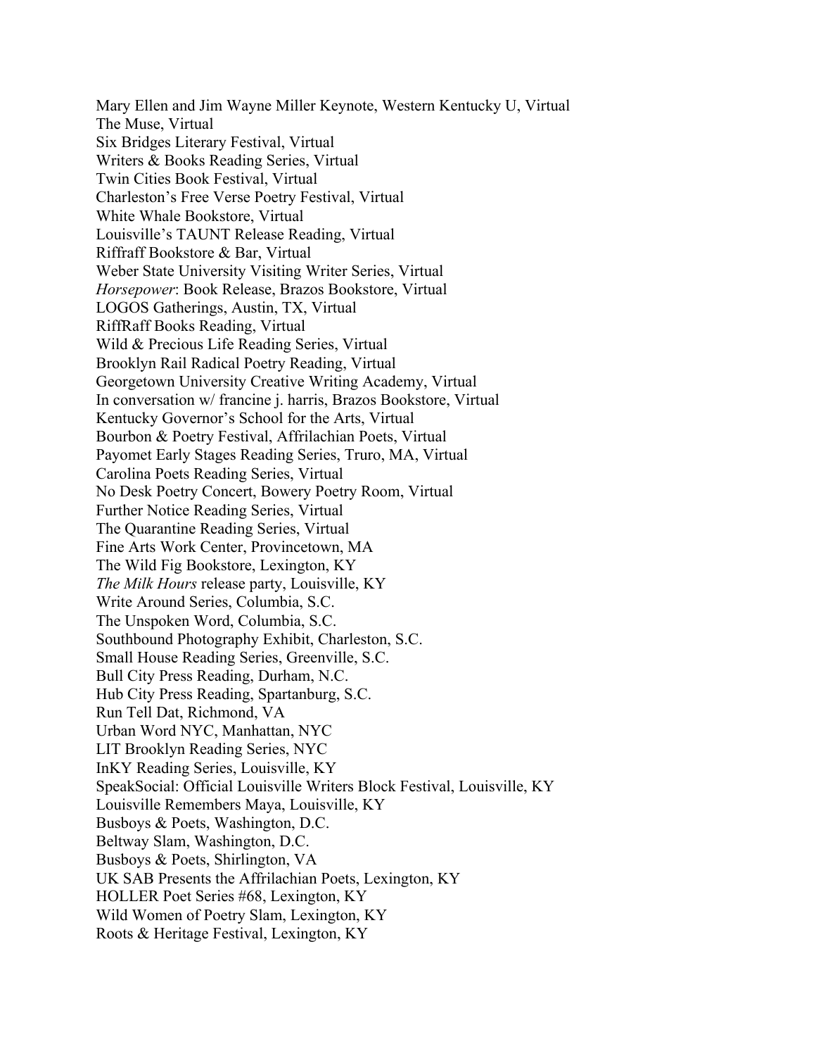Mary Ellen and Jim Wayne Miller Keynote, Western Kentucky U, Virtual
The Muse, Virtual
Six Bridges Literary Festival, Virtual
Writers & Books Reading Series, Virtual
Twin Cities Book Festival, Virtual
Charleston's Free Verse Poetry Festival, Virtual
White Whale Bookstore, Virtual
Louisville's TAUNT Release Reading, Virtual
Riffraff Bookstore & Bar, Virtual
Weber State University Visiting Writer Series, Virtual
*Horsepower*: Book Release, Brazos Bookstore, Virtual
LOGOS Gatherings, Austin, TX, Virtual
RiffRaff Books Reading, Virtual
Wild & Precious Life Reading Series, Virtual
Brooklyn Rail Radical Poetry Reading, Virtual
Georgetown University Creative Writing Academy, Virtual
In conversation w/ francine j. harris, Brazos Bookstore, Virtual
Kentucky Governor's School for the Arts, Virtual
Bourbon & Poetry Festival, Affrilachian Poets, Virtual
Payomet Early Stages Reading Series, Truro, MA, Virtual
Carolina Poets Reading Series, Virtual
No Desk Poetry Concert, Bowery Poetry Room, Virtual
Further Notice Reading Series, Virtual
The Quarantine Reading Series, Virtual
Fine Arts Work Center, Provincetown, MA
The Wild Fig Bookstore, Lexington, KY
*The Milk Hours* release party, Louisville, KY
Write Around Series, Columbia, S.C.
The Unspoken Word, Columbia, S.C.
Southbound Photography Exhibit, Charleston, S.C.
Small House Reading Series, Greenville, S.C.
Bull City Press Reading, Durham, N.C.
Hub City Press Reading, Spartanburg, S.C.
Run Tell Dat, Richmond, VA
Urban Word NYC, Manhattan, NYC
LIT Brooklyn Reading Series, NYC
InKY Reading Series, Louisville, KY
SpeakSocial: Official Louisville Writers Block Festival, Louisville, KY
Louisville Remembers Maya, Louisville, KY
Busboys & Poets, Washington, D.C.
Beltway Slam, Washington, D.C.
Busboys & Poets, Shirlington, VA
UK SAB Presents the Affrilachian Poets, Lexington, KY
HOLLER Poet Series #68, Lexington, KY
Wild Women of Poetry Slam, Lexington, KY
Roots & Heritage Festival, Lexington, KY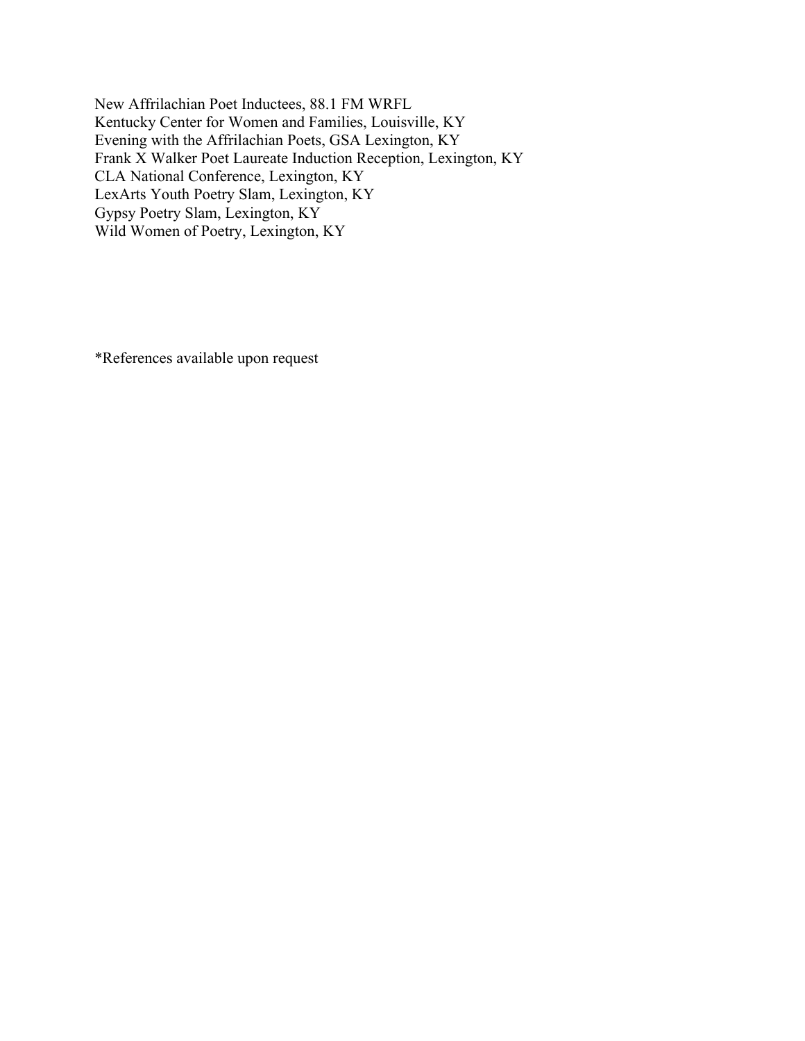New Affrilachian Poet Inductees, 88.1 FM WRFL
Kentucky Center for Women and Families, Louisville, KY
Evening with the Affrilachian Poets, GSA Lexington, KY
Frank X Walker Poet Laureate Induction Reception, Lexington, KY
CLA National Conference, Lexington, KY
LexArts Youth Poetry Slam, Lexington, KY
Gypsy Poetry Slam, Lexington, KY
Wild Women of Poetry, Lexington, KY

*References available upon request